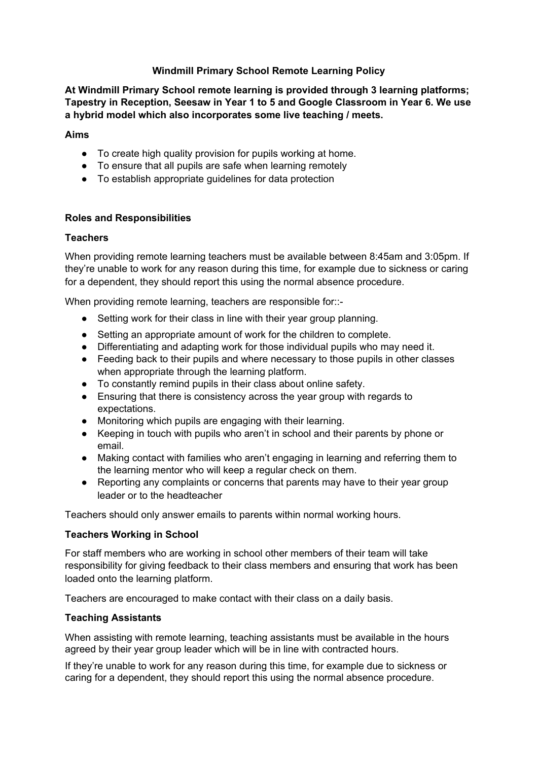# Windmill Primary School Remote Learning Policy

**At Windmill Primary School remote learning is provided through 3 learning platforms; Tapestry in Reception, Seesaw in Year 1 to 5 and Google Classroom in Year 6. We use a hybrid model which also incorporates some live teaching / meets.**

## Aims

- To create high quality provision for pupils working at home.
- To ensure that all pupils are safe when learning remotely
- To establish appropriate guidelines for data protection

## Roles and Responsibilities

### Teachers

When providing remote learning teachers must be available between 8:45am and 3:05pm. If they're unable to work for any reason during this time, for example due to sickness or caring for a dependent, they should report this using the normal absence procedure.

When providing remote learning, teachers are responsible for::-

- Setting work for their class in line with their year group planning.
- Setting an appropriate amount of work for the children to complete.
- Differentiating and adapting work for those individual pupils who may need it.
- Feeding back to their pupils and where necessary to those pupils in other classes when appropriate through the learning platform.
- To constantly remind pupils in their class about online safety.
- Ensuring that there is consistency across the year group with regards to expectations.
- Monitoring which pupils are engaging with their learning.
- Keeping in touch with pupils who aren't in school and their parents by phone or email.
- Making contact with families who aren't engaging in learning and referring them to the learning mentor who will keep a regular check on them.
- Reporting any complaints or concerns that parents may have to their year group leader or to the headteacher

Teachers should only answer emails to parents within normal working hours.

### Teachers Working in School

For staff members who are working in school other members of their team will take responsibility for giving feedback to their class members and ensuring that work has been loaded onto the learning platform.

Teachers are encouraged to make contact with their class on a daily basis.

### Teaching Assistants

When assisting with remote learning, teaching assistants must be available in the hours agreed by their year group leader which will be in line with contracted hours.

If they're unable to work for any reason during this time, for example due to sickness or caring for a dependent, they should report this using the normal absence procedure.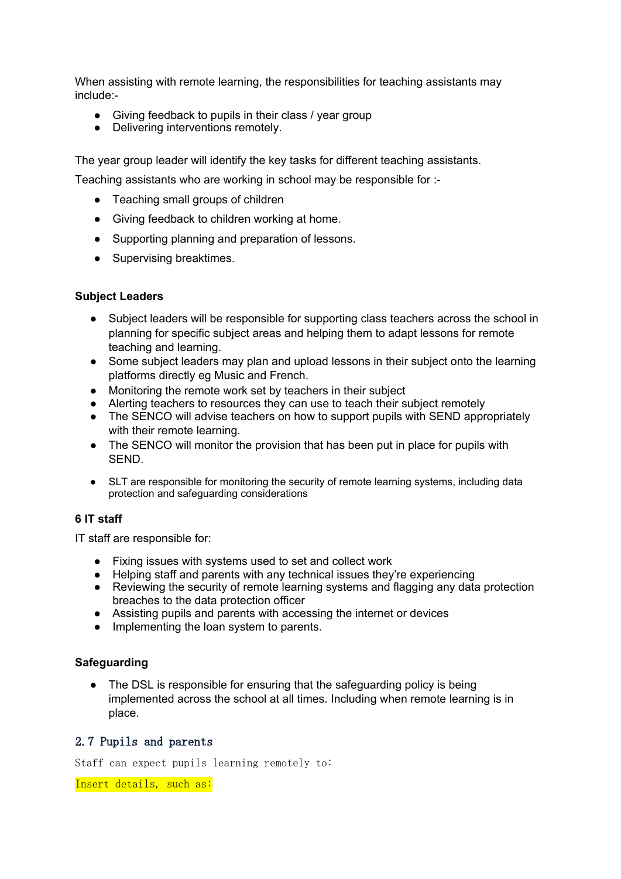When assisting with remote learning, the responsibilities for teaching assistants may include:-

- Giving feedback to pupils in their class / year group
- Delivering interventions remotely.

The year group leader will identify the key tasks for different teaching assistants.

Teaching assistants who are working in school may be responsible for :-

- Teaching small groups of children
- Giving feedback to children working at home.
- Supporting planning and preparation of lessons.
- Supervising breaktimes.

**Subject Leaders**

- Subject leaders will be responsible for supporting class teachers across the school in planning for specific subject areas and helping them to adapt lessons for remote teaching and learning.
- Some subject leaders may plan and upload lessons in their subject onto the learning platforms directly eg Music and French.
- Monitoring the remote work set by teachers in their subject
- Alerting teachers to resources they can use to teach their subject remotely
- The SENCO will advise teachers on how to support pupils with SEND appropriately with their remote learning.
- The SENCO will monitor the provision that has been put in place for pupils with SEND.
- SLT are responsible for monitoring the security of remote learning systems, including data protection and safeguarding considerations

**6 IT staff**

IT staff are responsible for:

- Fixing issues with systems used to set and collect work
- Helping staff and parents with any technical issues they're experiencing
- Reviewing the security of remote learning systems and flagging any data protection breaches to the data protection officer
- Assisting pupils and parents with accessing the internet or devices
- Implementing the loan system to parents.

**Safeguarding**

- The DSL is responsible for ensuring that the safeguarding policy is being implemented across the school at all times. Including when remote learning is in place.

## 2.7 Pupils and parents

Staff can expect pupils learning remotely to:

Insert details, such as: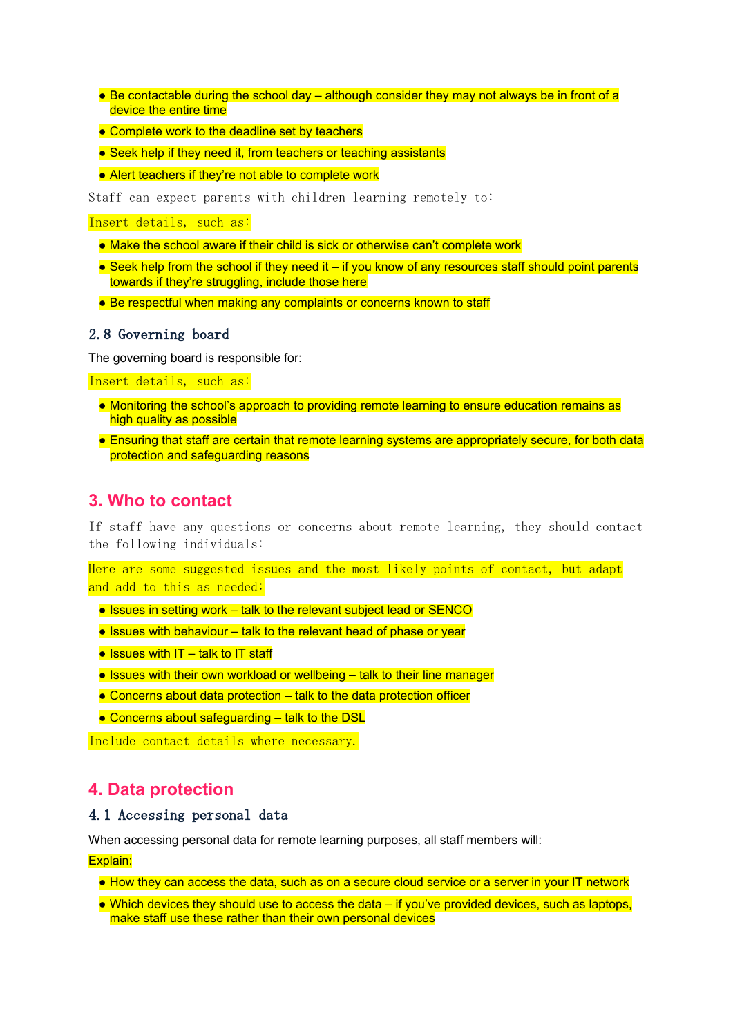- Be contactable during the school day – although consider they may not always be in front of a device the entire time
- Complete work to the deadline set by teachers
- Seek help if they need it, from teachers or teaching assistants
- Alert teachers if they're not able to complete work

Staff can expect parents with children learning remotely to:

Insert details, such as:

- Make the school aware if their child is sick or otherwise can't complete work
- Seek help from the school if they need it – if you know of any resources staff should point parents towards if they're struggling, include those here
- Be respectful when making any complaints or concerns known to staff

### 2.8 Governing board

The governing board is responsible for:

Insert details, such as:

- Monitoring the school's approach to providing remote learning to ensure education remains as high quality as possible
- Ensuring that staff are certain that remote learning systems are appropriately secure, for both data protection and safeguarding reasons

## 3. Who to contact

If staff have any questions or concerns about remote learning, they should contact the following individuals:

Here are some suggested issues and the most likely points of contact, but adapt and add to this as needed:

- Issues in setting work – talk to the relevant subject lead or SENCO
- Issues with behaviour – talk to the relevant head of phase or year
- Issues with IT – talk to IT staff
- Issues with their own workload or wellbeing – talk to their line manager
- Concerns about data protection – talk to the data protection officer
- Concerns about safeguarding – talk to the DSL

Include contact details where necessary.

## 4. Data protection

### 4.1 Accessing personal data

When accessing personal data for remote learning purposes, all staff members will:

Explain:

- How they can access the data, such as on a secure cloud service or a server in your IT network
- Which devices they should use to access the data – if you've provided devices, such as laptops, make staff use these rather than their own personal devices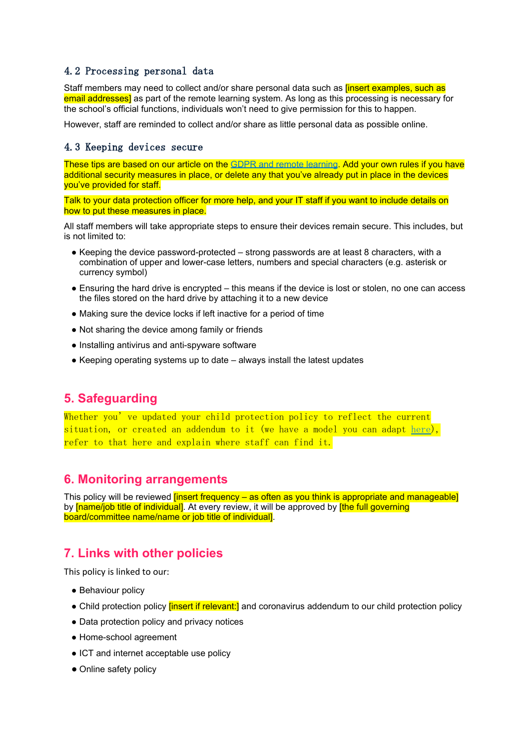### 4.2 Processing personal data

Staff members may need to collect and/or share personal data such as [insert examples, such as email addresses] as part of the remote learning system. As long as this processing is necessary for the school's official functions, individuals won't need to give permission for this to happen.

However, staff are reminded to collect and/or share as little personal data as possible online.

### 4.3 Keeping devices secure

These tips are based on our article on the GDPR and remote learning. Add your own rules if you have additional security measures in place, or delete any that you've already put in place in the devices you've provided for staff.

Talk to your data protection officer for more help, and your IT staff if you want to include details on how to put these measures in place.

All staff members will take appropriate steps to ensure their devices remain secure. This includes, but is not limited to:

- Keeping the device password-protected – strong passwords are at least 8 characters, with a combination of upper and lower-case letters, numbers and special characters (e.g. asterisk or currency symbol)
- Ensuring the hard drive is encrypted – this means if the device is lost or stolen, no one can access the files stored on the hard drive by attaching it to a new device
- Making sure the device locks if left inactive for a period of time
- Not sharing the device among family or friends
- Installing antivirus and anti-spyware software
- Keeping operating systems up to date – always install the latest updates

## 5. Safeguarding

Whether you've updated your child protection policy to reflect the current situation, or created an addendum to it (we have a model you can adapt here), refer to that here and explain where staff can find it.

## 6. Monitoring arrangements

This policy will be reviewed [insert frequency – as often as you think is appropriate and manageable] by [name/job title of individual]. At every review, it will be approved by [the full governing board/committee name/name or job title of individual].

## 7. Links with other policies

This policy is linked to our:

- Behaviour policy
- Child protection policy [insert if relevant:] and coronavirus addendum to our child protection policy
- Data protection policy and privacy notices
- Home-school agreement
- ICT and internet acceptable use policy
- Online safety policy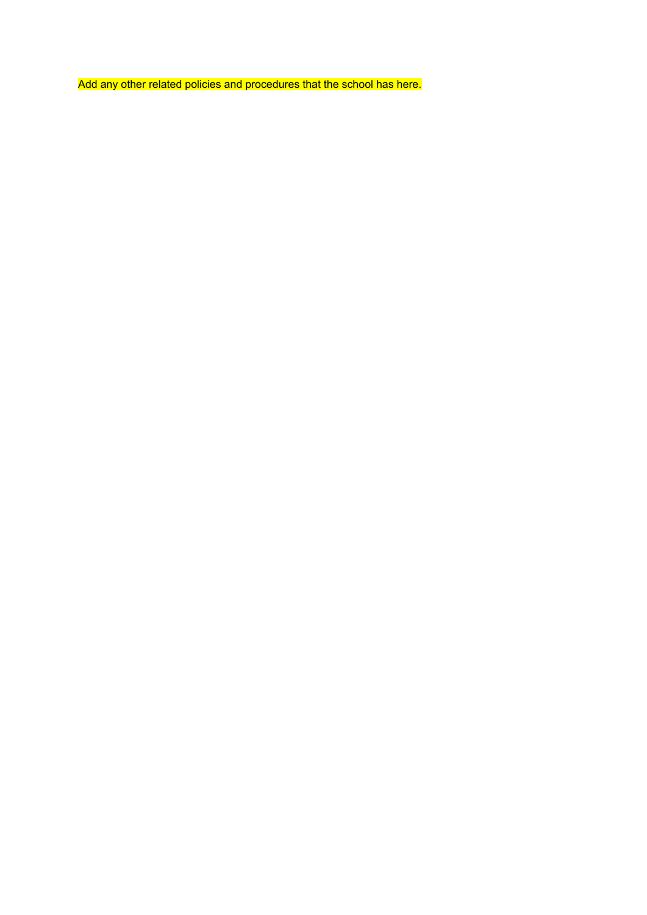Add any other related policies and procedures that the school has here.